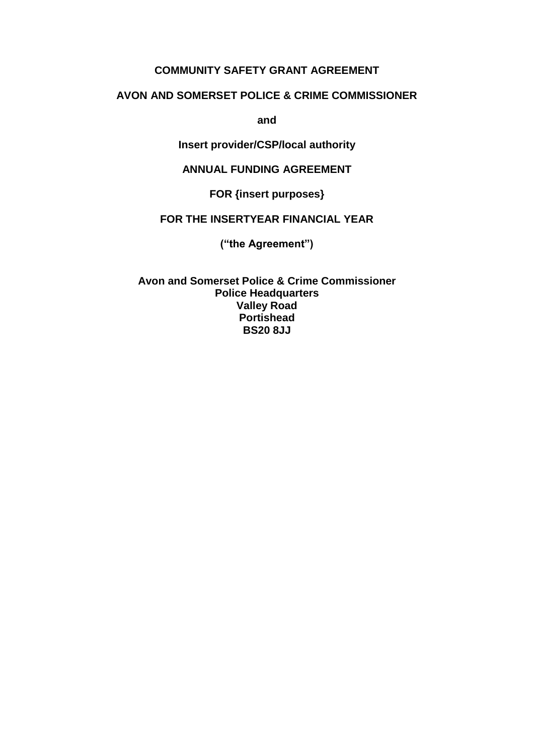**COMMUNITY SAFETY GRANT AGREEMENT**

**AVON AND SOMERSET POLICE & CRIME COMMISSIONER**

**and**

**Insert provider/CSP/local authority**

**ANNUAL FUNDING AGREEMENT**

**FOR {insert purposes}**

**FOR THE INSERTYEAR FINANCIAL YEAR**

**("the Agreement")**

**Avon and Somerset Police & Crime Commissioner**
**Police Headquarters**
**Valley Road**
**Portishead**
**BS20 8JJ**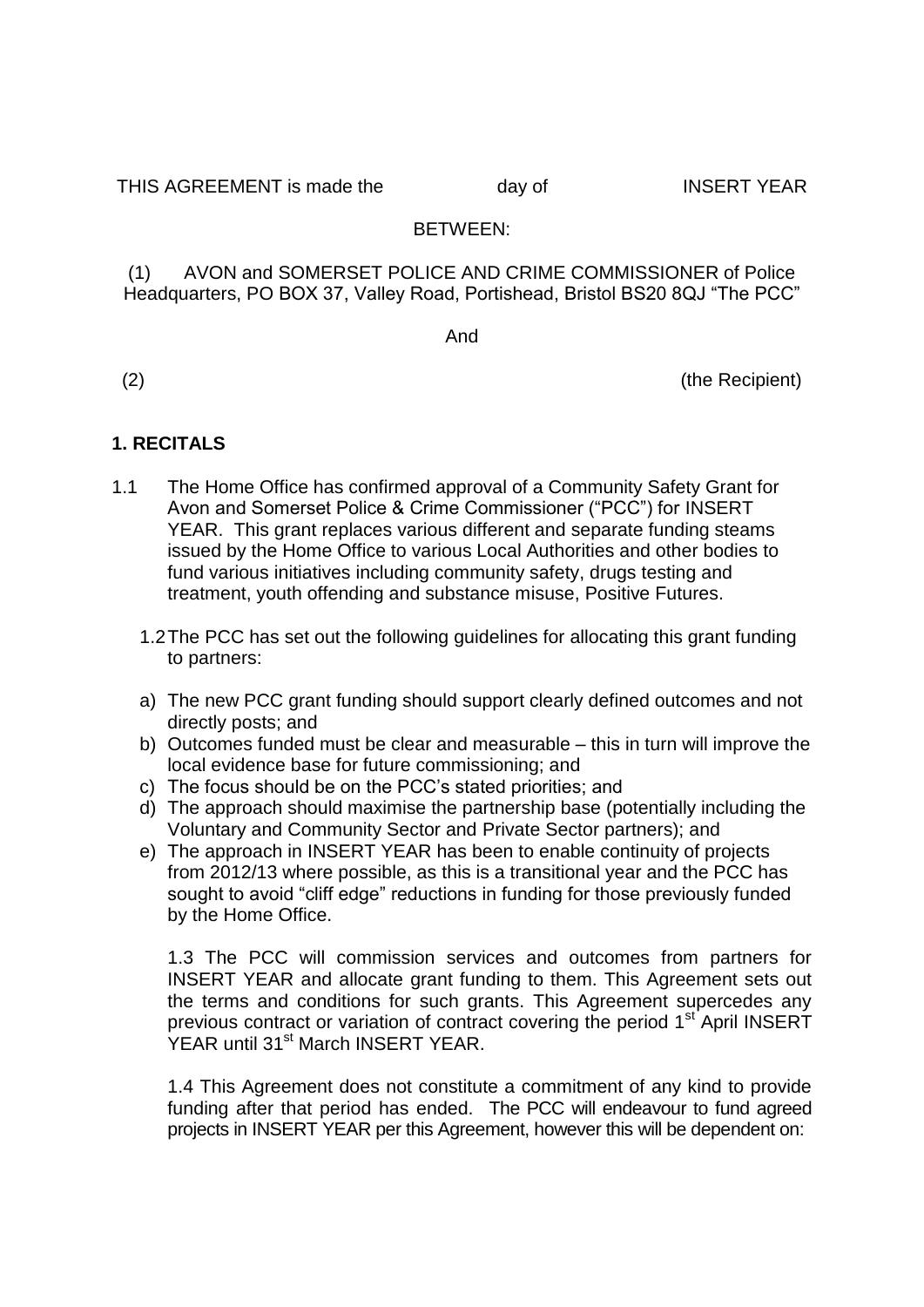THIS AGREEMENT is made the day of INSERT YEAR

BETWEEN:

(1) AVON and SOMERSET POLICE AND CRIME COMMISSIONER of Police Headquarters, PO BOX 37, Valley Road, Portishead, Bristol BS20 8QJ "The PCC"

And

(2) (the Recipient)

## 1. RECITALS

1.1 The Home Office has confirmed approval of a Community Safety Grant for Avon and Somerset Police & Crime Commissioner ("PCC") for INSERT YEAR. This grant replaces various different and separate funding steams issued by the Home Office to various Local Authorities and other bodies to fund various initiatives including community safety, drugs testing and treatment, youth offending and substance misuse, Positive Futures.

1.2 The PCC has set out the following guidelines for allocating this grant funding to partners:

a) The new PCC grant funding should support clearly defined outcomes and not directly posts; and
b) Outcomes funded must be clear and measurable – this in turn will improve the local evidence base for future commissioning; and
c) The focus should be on the PCC's stated priorities; and
d) The approach should maximise the partnership base (potentially including the Voluntary and Community Sector and Private Sector partners); and
e) The approach in INSERT YEAR has been to enable continuity of projects from 2012/13 where possible, as this is a transitional year and the PCC has sought to avoid "cliff edge" reductions in funding for those previously funded by the Home Office.

1.3 The PCC will commission services and outcomes from partners for INSERT YEAR and allocate grant funding to them. This Agreement sets out the terms and conditions for such grants. This Agreement supercedes any previous contract or variation of contract covering the period 1st April INSERT YEAR until 31st March INSERT YEAR.

1.4 This Agreement does not constitute a commitment of any kind to provide funding after that period has ended. The PCC will endeavour to fund agreed projects in INSERT YEAR per this Agreement, however this will be dependent on: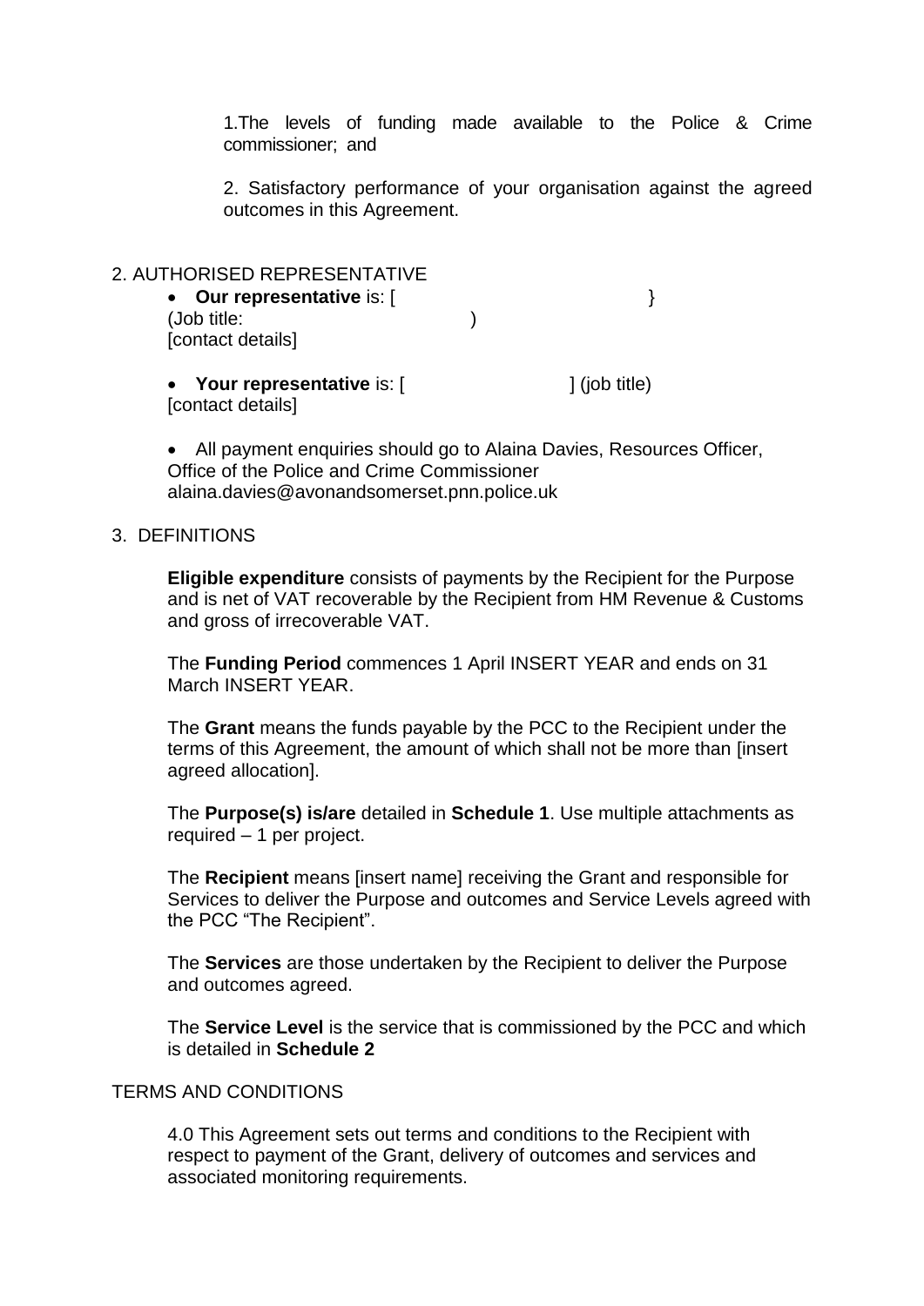1.The levels of funding made available to the Police & Crime commissioner; and

2. Satisfactory performance of your organisation against the agreed outcomes in this Agreement.

## 2. AUTHORISED REPRESENTATIVE

- **Our representative** is: [ }
(Job title: )
[contact details]

- **Your representative** is: [ ] (job title)
[contact details]

- All payment enquiries should go to Alaina Davies, Resources Officer, Office of the Police and Crime Commissioner alaina.davies@avonandsomerset.pnn.police.uk

## 3. DEFINITIONS

**Eligible expenditure** consists of payments by the Recipient for the Purpose and is net of VAT recoverable by the Recipient from HM Revenue & Customs and gross of irrecoverable VAT.

The **Funding Period** commences 1 April INSERT YEAR and ends on 31 March INSERT YEAR.

The **Grant** means the funds payable by the PCC to the Recipient under the terms of this Agreement, the amount of which shall not be more than [insert agreed allocation].

The **Purpose(s) is/are** detailed in **Schedule 1**. Use multiple attachments as required – 1 per project.

The **Recipient** means [insert name] receiving the Grant and responsible for Services to deliver the Purpose and outcomes and Service Levels agreed with the PCC "The Recipient".

The **Services** are those undertaken by the Recipient to deliver the Purpose and outcomes agreed.

The **Service Level** is the service that is commissioned by the PCC and which is detailed in **Schedule 2**

## TERMS AND CONDITIONS

4.0 This Agreement sets out terms and conditions to the Recipient with respect to payment of the Grant, delivery of outcomes and services and associated monitoring requirements.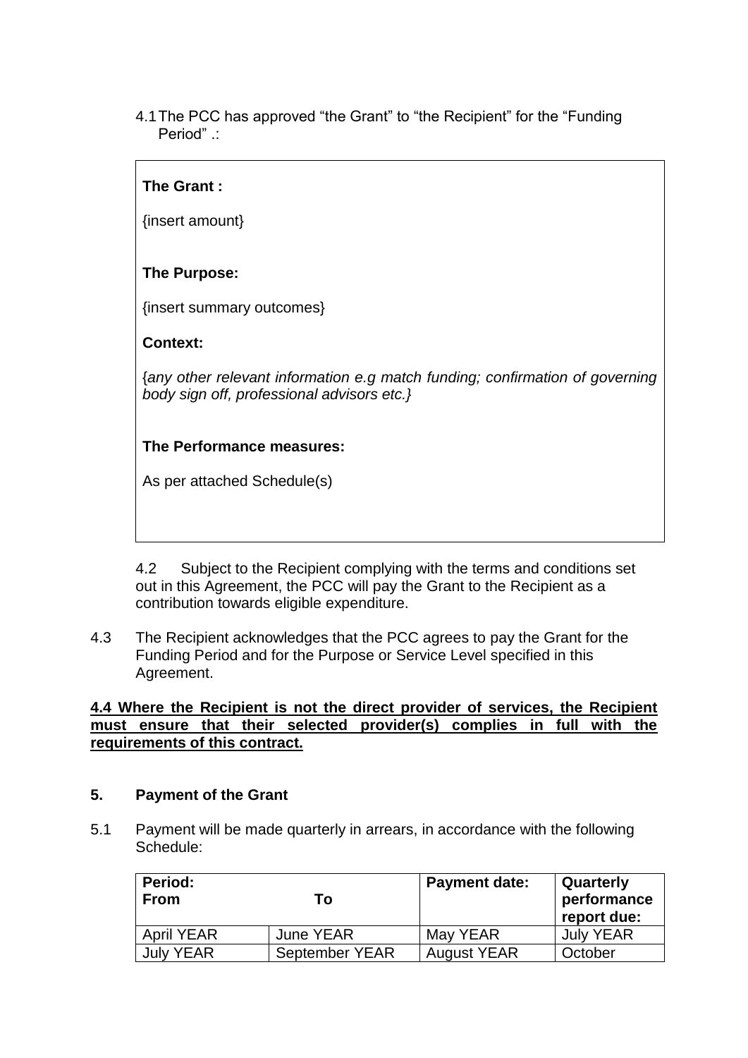4.1 The PCC has approved "the Grant" to "the Recipient" for the "Funding Period" .:

**The Grant :**

{insert amount}

**The Purpose:**

{insert summary outcomes}

**Context:**

{*any other relevant information e.g match funding; confirmation of governing body sign off, professional advisors etc.}*

**The Performance measures:**

As per attached Schedule(s)

4.2 Subject to the Recipient complying with the terms and conditions set out in this Agreement, the PCC will pay the Grant to the Recipient as a contribution towards eligible expenditure.

4.3 The Recipient acknowledges that the PCC agrees to pay the Grant for the Funding Period and for the Purpose or Service Level specified in this Agreement.

**4.4 Where the Recipient is not the direct provider of services, the Recipient must ensure that their selected provider(s) complies in full with the requirements of this contract.**

## 5. Payment of the Grant

5.1 Payment will be made quarterly in arrears, in accordance with the following Schedule:

| Period: From | To | Payment date: | Quarterly performance report due: |
|---|---|---|---|
| April YEAR | June YEAR | May YEAR | July YEAR |
| July YEAR | September YEAR | August YEAR | October |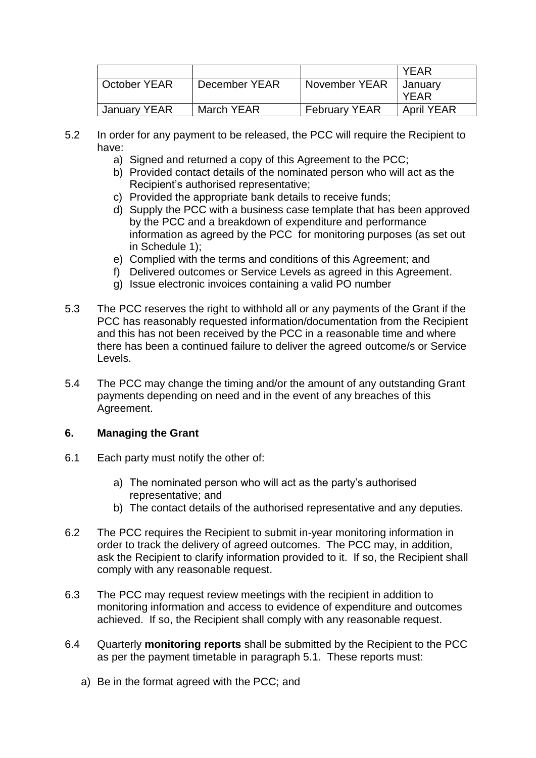| | | | YEAR |
|---|---|---|---|
| October YEAR | December YEAR | November YEAR | January YEAR |
| January YEAR | March YEAR | February YEAR | April YEAR |

5.2 In order for any payment to be released, the PCC will require the Recipient to have:

a) Signed and returned a copy of this Agreement to the PCC;
b) Provided contact details of the nominated person who will act as the Recipient's authorised representative;
c) Provided the appropriate bank details to receive funds;
d) Supply the PCC with a business case template that has been approved by the PCC and a breakdown of expenditure and performance information as agreed by the PCC for monitoring purposes (as set out in Schedule 1);
e) Complied with the terms and conditions of this Agreement; and
f) Delivered outcomes or Service Levels as agreed in this Agreement.
g) Issue electronic invoices containing a valid PO number

5.3 The PCC reserves the right to withhold all or any payments of the Grant if the PCC has reasonably requested information/documentation from the Recipient and this has not been received by the PCC in a reasonable time and where there has been a continued failure to deliver the agreed outcome/s or Service Levels.

5.4 The PCC may change the timing and/or the amount of any outstanding Grant payments depending on need and in the event of any breaches of this Agreement.

## 6. Managing the Grant

6.1 Each party must notify the other of:

a) The nominated person who will act as the party's authorised representative; and
b) The contact details of the authorised representative and any deputies.

6.2 The PCC requires the Recipient to submit in-year monitoring information in order to track the delivery of agreed outcomes. The PCC may, in addition, ask the Recipient to clarify information provided to it. If so, the Recipient shall comply with any reasonable request.

6.3 The PCC may request review meetings with the recipient in addition to monitoring information and access to evidence of expenditure and outcomes achieved. If so, the Recipient shall comply with any reasonable request.

6.4 Quarterly **monitoring reports** shall be submitted by the Recipient to the PCC as per the payment timetable in paragraph 5.1. These reports must:

a) Be in the format agreed with the PCC; and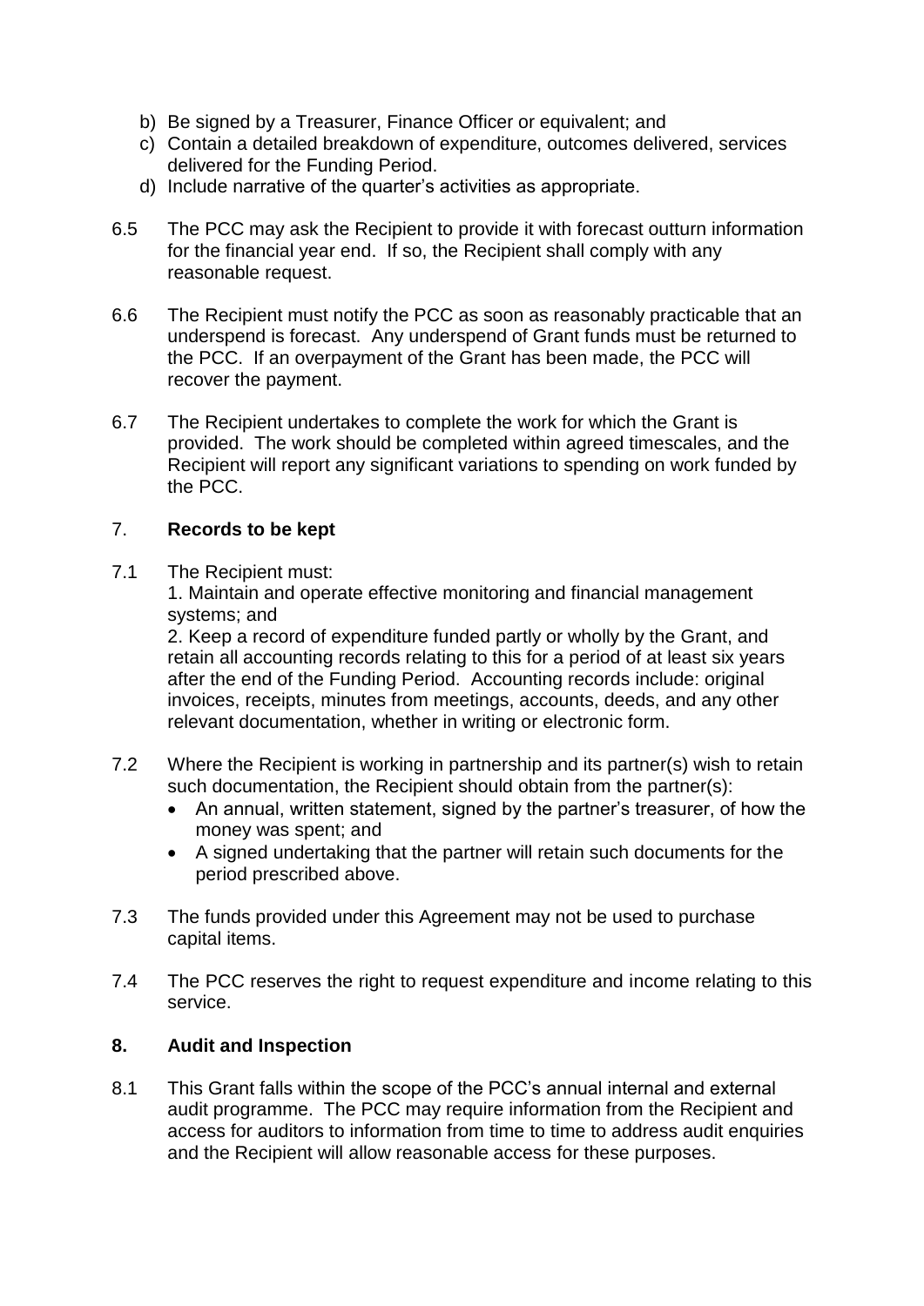b) Be signed by a Treasurer, Finance Officer or equivalent; and
c) Contain a detailed breakdown of expenditure, outcomes delivered, services delivered for the Funding Period.
d) Include narrative of the quarter's activities as appropriate.

6.5 The PCC may ask the Recipient to provide it with forecast outturn information for the financial year end. If so, the Recipient shall comply with any reasonable request.

6.6 The Recipient must notify the PCC as soon as reasonably practicable that an underspend is forecast. Any underspend of Grant funds must be returned to the PCC. If an overpayment of the Grant has been made, the PCC will recover the payment.

6.7 The Recipient undertakes to complete the work for which the Grant is provided. The work should be completed within agreed timescales, and the Recipient will report any significant variations to spending on work funded by the PCC.

## 7. **Records to be kept**

7.1 The Recipient must:

1. Maintain and operate effective monitoring and financial management systems; and
2. Keep a record of expenditure funded partly or wholly by the Grant, and retain all accounting records relating to this for a period of at least six years after the end of the Funding Period. Accounting records include: original invoices, receipts, minutes from meetings, accounts, deeds, and any other relevant documentation, whether in writing or electronic form.

7.2 Where the Recipient is working in partnership and its partner(s) wish to retain such documentation, the Recipient should obtain from the partner(s):

- An annual, written statement, signed by the partner's treasurer, of how the money was spent; and
- A signed undertaking that the partner will retain such documents for the period prescribed above.

7.3 The funds provided under this Agreement may not be used to purchase capital items.

7.4 The PCC reserves the right to request expenditure and income relating to this service.

## 8. **Audit and Inspection**

8.1 This Grant falls within the scope of the PCC's annual internal and external audit programme. The PCC may require information from the Recipient and access for auditors to information from time to time to address audit enquiries and the Recipient will allow reasonable access for these purposes.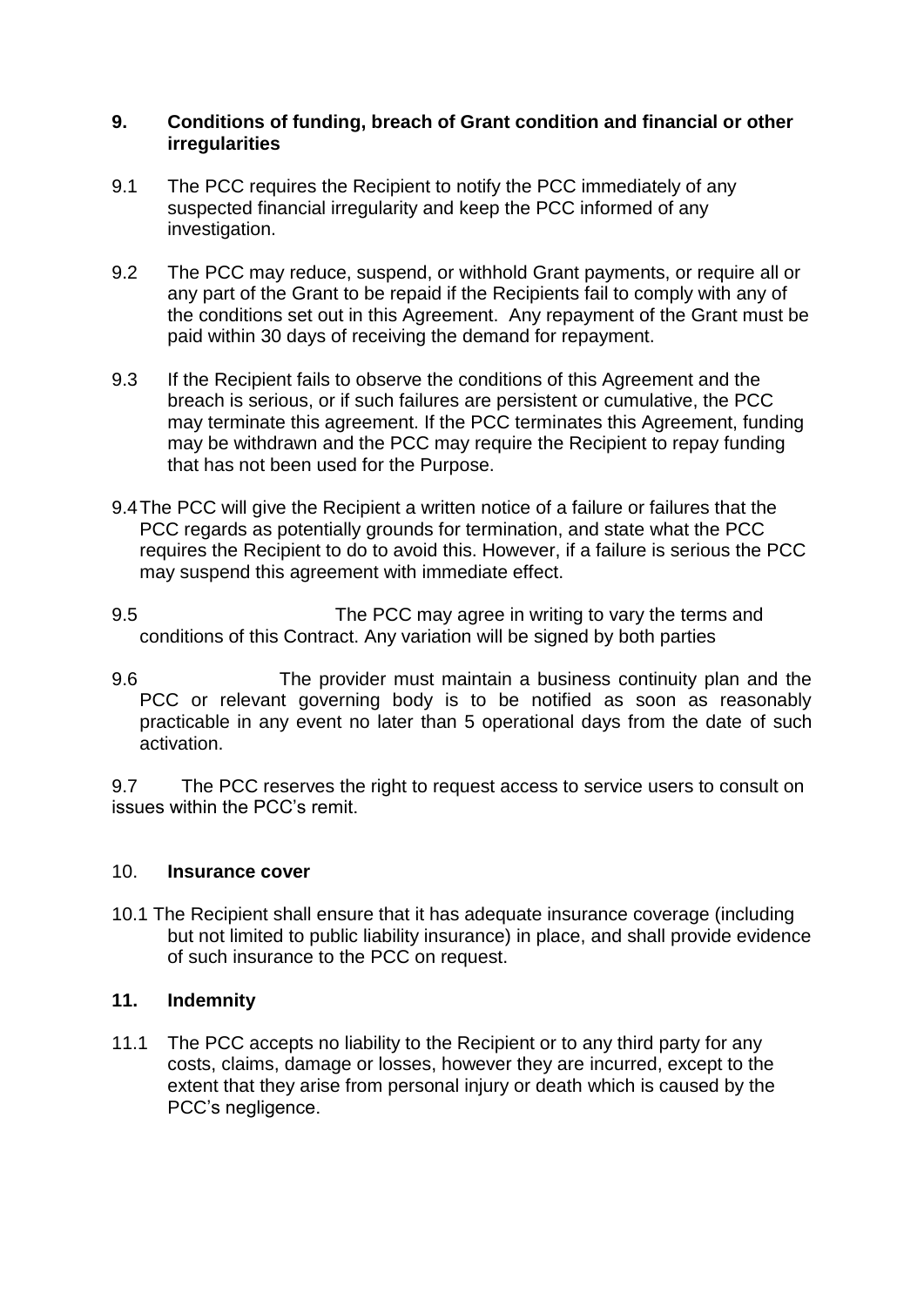## 9. Conditions of funding, breach of Grant condition and financial or other irregularities

9.1 The PCC requires the Recipient to notify the PCC immediately of any suspected financial irregularity and keep the PCC informed of any investigation.

9.2 The PCC may reduce, suspend, or withhold Grant payments, or require all or any part of the Grant to be repaid if the Recipients fail to comply with any of the conditions set out in this Agreement. Any repayment of the Grant must be paid within 30 days of receiving the demand for repayment.

9.3 If the Recipient fails to observe the conditions of this Agreement and the breach is serious, or if such failures are persistent or cumulative, the PCC may terminate this agreement. If the PCC terminates this Agreement, funding may be withdrawn and the PCC may require the Recipient to repay funding that has not been used for the Purpose.

9.4 The PCC will give the Recipient a written notice of a failure or failures that the PCC regards as potentially grounds for termination, and state what the PCC requires the Recipient to do to avoid this. However, if a failure is serious the PCC may suspend this agreement with immediate effect.

9.5 The PCC may agree in writing to vary the terms and conditions of this Contract. Any variation will be signed by both parties

9.6 The provider must maintain a business continuity plan and the PCC or relevant governing body is to be notified as soon as reasonably practicable in any event no later than 5 operational days from the date of such activation.

9.7 The PCC reserves the right to request access to service users to consult on issues within the PCC's remit.

## 10. Insurance cover

10.1 The Recipient shall ensure that it has adequate insurance coverage (including but not limited to public liability insurance) in place, and shall provide evidence of such insurance to the PCC on request.

## 11. Indemnity

11.1 The PCC accepts no liability to the Recipient or to any third party for any costs, claims, damage or losses, however they are incurred, except to the extent that they arise from personal injury or death which is caused by the PCC's negligence.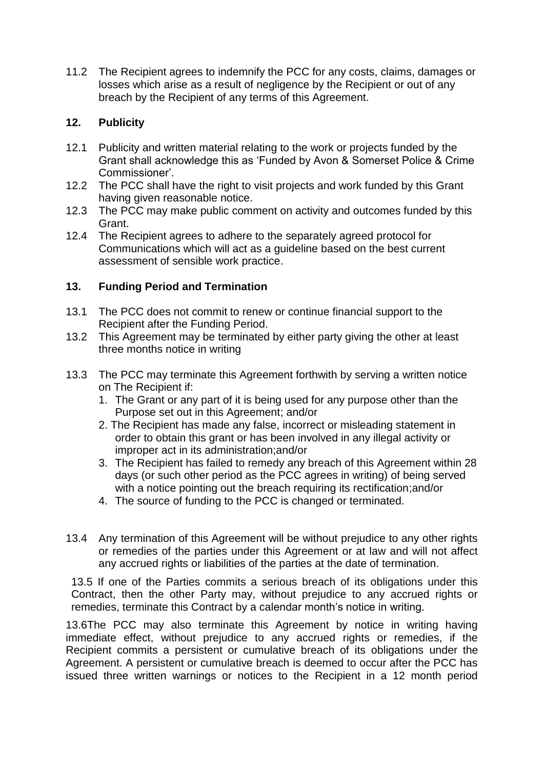11.2 The Recipient agrees to indemnify the PCC for any costs, claims, damages or losses which arise as a result of negligence by the Recipient or out of any breach by the Recipient of any terms of this Agreement.

## 12. Publicity

12.1 Publicity and written material relating to the work or projects funded by the Grant shall acknowledge this as 'Funded by Avon & Somerset Police & Crime Commissioner'.

12.2 The PCC shall have the right to visit projects and work funded by this Grant having given reasonable notice.

12.3 The PCC may make public comment on activity and outcomes funded by this Grant.

12.4 The Recipient agrees to adhere to the separately agreed protocol for Communications which will act as a guideline based on the best current assessment of sensible work practice.

## 13. Funding Period and Termination

13.1 The PCC does not commit to renew or continue financial support to the Recipient after the Funding Period.

13.2 This Agreement may be terminated by either party giving the other at least three months notice in writing

13.3 The PCC may terminate this Agreement forthwith by serving a written notice on The Recipient if:

1. The Grant or any part of it is being used for any purpose other than the Purpose set out in this Agreement; and/or
2. The Recipient has made any false, incorrect or misleading statement in order to obtain this grant or has been involved in any illegal activity or improper act in its administration;and/or
3. The Recipient has failed to remedy any breach of this Agreement within 28 days (or such other period as the PCC agrees in writing) of being served with a notice pointing out the breach requiring its rectification;and/or
4. The source of funding to the PCC is changed or terminated.

13.4 Any termination of this Agreement will be without prejudice to any other rights or remedies of the parties under this Agreement or at law and will not affect any accrued rights or liabilities of the parties at the date of termination.

13.5 If one of the Parties commits a serious breach of its obligations under this Contract, then the other Party may, without prejudice to any accrued rights or remedies, terminate this Contract by a calendar month's notice in writing.

13.6The PCC may also terminate this Agreement by notice in writing having immediate effect, without prejudice to any accrued rights or remedies, if the Recipient commits a persistent or cumulative breach of its obligations under the Agreement. A persistent or cumulative breach is deemed to occur after the PCC has issued three written warnings or notices to the Recipient in a 12 month period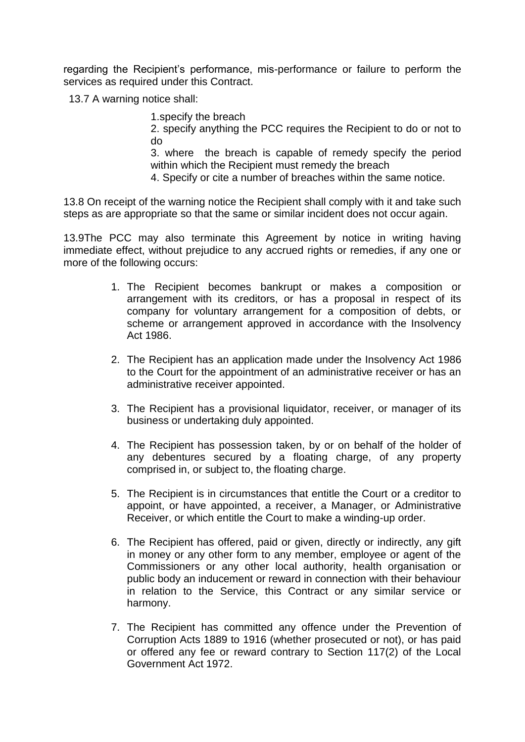regarding the Recipient's performance, mis-performance or failure to perform the services as required under this Contract.

13.7 A warning notice shall:

1. specify the breach
2. specify anything the PCC requires the Recipient to do or not to do
3. where the breach is capable of remedy specify the period within which the Recipient must remedy the breach
4. Specify or cite a number of breaches within the same notice.

13.8 On receipt of the warning notice the Recipient shall comply with it and take such steps as are appropriate so that the same or similar incident does not occur again.

13.9The PCC may also terminate this Agreement by notice in writing having immediate effect, without prejudice to any accrued rights or remedies, if any one or more of the following occurs:

1. The Recipient becomes bankrupt or makes a composition or arrangement with its creditors, or has a proposal in respect of its company for voluntary arrangement for a composition of debts, or scheme or arrangement approved in accordance with the Insolvency Act 1986.

2. The Recipient has an application made under the Insolvency Act 1986 to the Court for the appointment of an administrative receiver or has an administrative receiver appointed.

3. The Recipient has a provisional liquidator, receiver, or manager of its business or undertaking duly appointed.

4. The Recipient has possession taken, by or on behalf of the holder of any debentures secured by a floating charge, of any property comprised in, or subject to, the floating charge.

5. The Recipient is in circumstances that entitle the Court or a creditor to appoint, or have appointed, a receiver, a Manager, or Administrative Receiver, or which entitle the Court to make a winding-up order.

6. The Recipient has offered, paid or given, directly or indirectly, any gift in money or any other form to any member, employee or agent of the Commissioners or any other local authority, health organisation or public body an inducement or reward in connection with their behaviour in relation to the Service, this Contract or any similar service or harmony.

7. The Recipient has committed any offence under the Prevention of Corruption Acts 1889 to 1916 (whether prosecuted or not), or has paid or offered any fee or reward contrary to Section 117(2) of the Local Government Act 1972.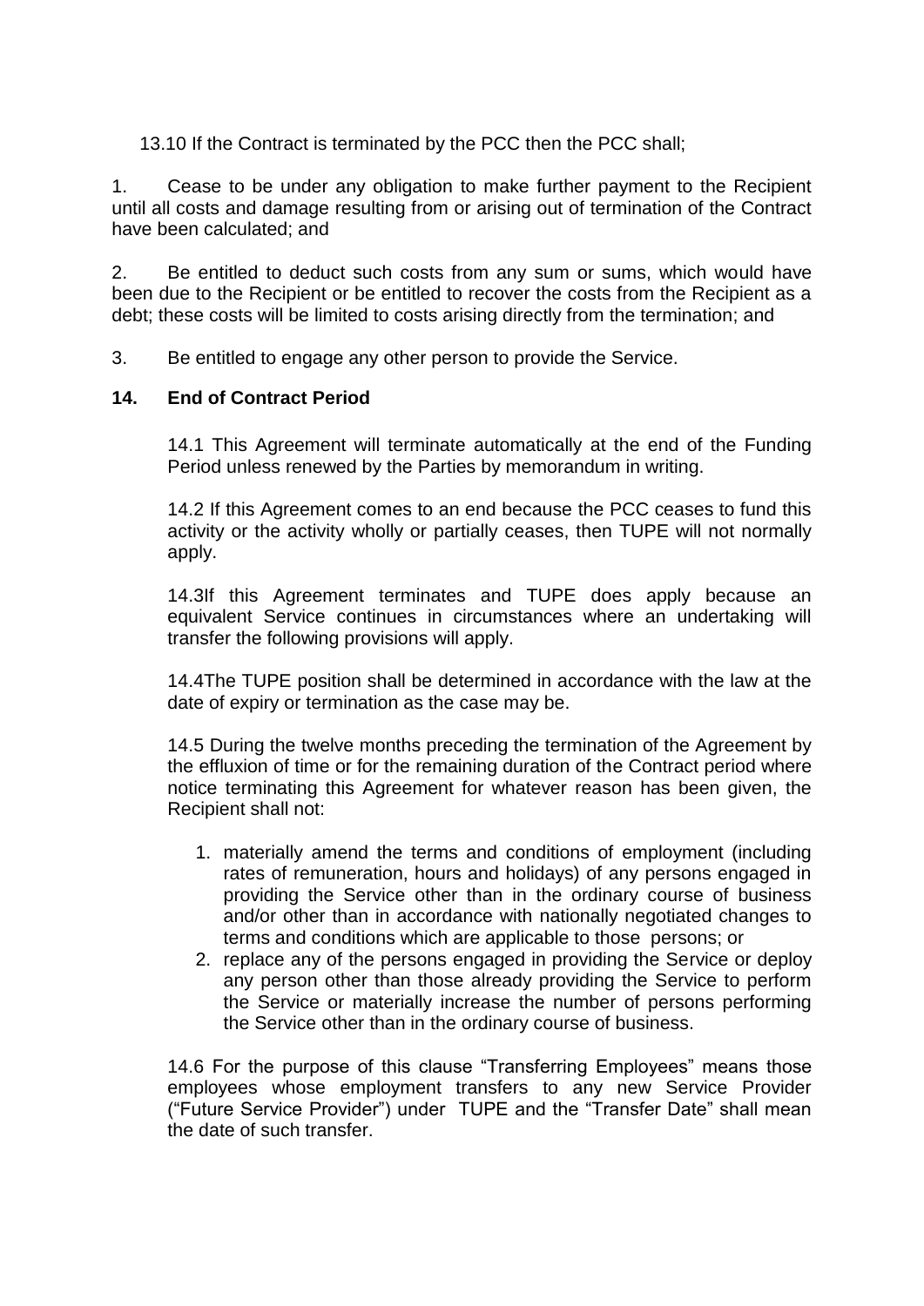13.10 If the Contract is terminated by the PCC then the PCC shall;

1. Cease to be under any obligation to make further payment to the Recipient until all costs and damage resulting from or arising out of termination of the Contract have been calculated; and

2. Be entitled to deduct such costs from any sum or sums, which would have been due to the Recipient or be entitled to recover the costs from the Recipient as a debt; these costs will be limited to costs arising directly from the termination; and

3. Be entitled to engage any other person to provide the Service.

## 14. End of Contract Period

14.1 This Agreement will terminate automatically at the end of the Funding Period unless renewed by the Parties by memorandum in writing.

14.2 If this Agreement comes to an end because the PCC ceases to fund this activity or the activity wholly or partially ceases, then TUPE will not normally apply.

14.3If this Agreement terminates and TUPE does apply because an equivalent Service continues in circumstances where an undertaking will transfer the following provisions will apply.

14.4The TUPE position shall be determined in accordance with the law at the date of expiry or termination as the case may be.

14.5 During the twelve months preceding the termination of the Agreement by the effluxion of time or for the remaining duration of the Contract period where notice terminating this Agreement for whatever reason has been given, the Recipient shall not:

1. materially amend the terms and conditions of employment (including rates of remuneration, hours and holidays) of any persons engaged in providing the Service other than in the ordinary course of business and/or other than in accordance with nationally negotiated changes to terms and conditions which are applicable to those persons; or
2. replace any of the persons engaged in providing the Service or deploy any person other than those already providing the Service to perform the Service or materially increase the number of persons performing the Service other than in the ordinary course of business.

14.6 For the purpose of this clause "Transferring Employees" means those employees whose employment transfers to any new Service Provider ("Future Service Provider") under TUPE and the "Transfer Date" shall mean the date of such transfer.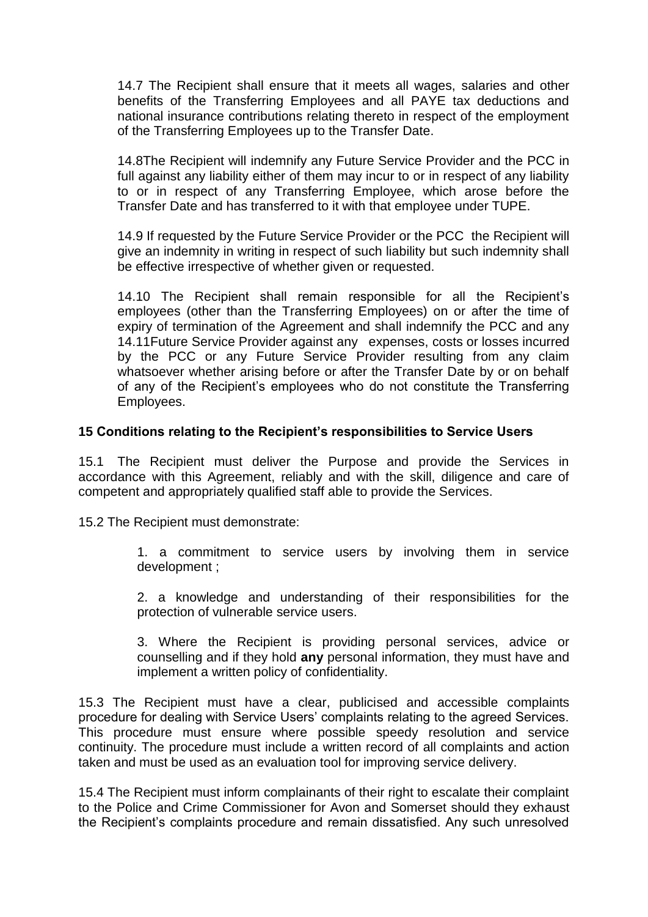14.7 The Recipient shall ensure that it meets all wages, salaries and other benefits of the Transferring Employees and all PAYE tax deductions and national insurance contributions relating thereto in respect of the employment of the Transferring Employees up to the Transfer Date.

14.8The Recipient will indemnify any Future Service Provider and the PCC in full against any liability either of them may incur to or in respect of any liability to or in respect of any Transferring Employee, which arose before the Transfer Date and has transferred to it with that employee under TUPE.

14.9 If requested by the Future Service Provider or the PCC the Recipient will give an indemnity in writing in respect of such liability but such indemnity shall be effective irrespective of whether given or requested.

14.10 The Recipient shall remain responsible for all the Recipient's employees (other than the Transferring Employees) on or after the time of expiry of termination of the Agreement and shall indemnify the PCC and any 14.11Future Service Provider against any expenses, costs or losses incurred by the PCC or any Future Service Provider resulting from any claim whatsoever whether arising before or after the Transfer Date by or on behalf of any of the Recipient's employees who do not constitute the Transferring Employees.

**15 Conditions relating to the Recipient's responsibilities to Service Users**

15.1 The Recipient must deliver the Purpose and provide the Services in accordance with this Agreement, reliably and with the skill, diligence and care of competent and appropriately qualified staff able to provide the Services.

15.2 The Recipient must demonstrate:

1. a commitment to service users by involving them in service development ;
2. a knowledge and understanding of their responsibilities for the protection of vulnerable service users.
3. Where the Recipient is providing personal services, advice or counselling and if they hold **any** personal information, they must have and implement a written policy of confidentiality.

15.3 The Recipient must have a clear, publicised and accessible complaints procedure for dealing with Service Users' complaints relating to the agreed Services. This procedure must ensure where possible speedy resolution and service continuity. The procedure must include a written record of all complaints and action taken and must be used as an evaluation tool for improving service delivery.

15.4 The Recipient must inform complainants of their right to escalate their complaint to the Police and Crime Commissioner for Avon and Somerset should they exhaust the Recipient's complaints procedure and remain dissatisfied. Any such unresolved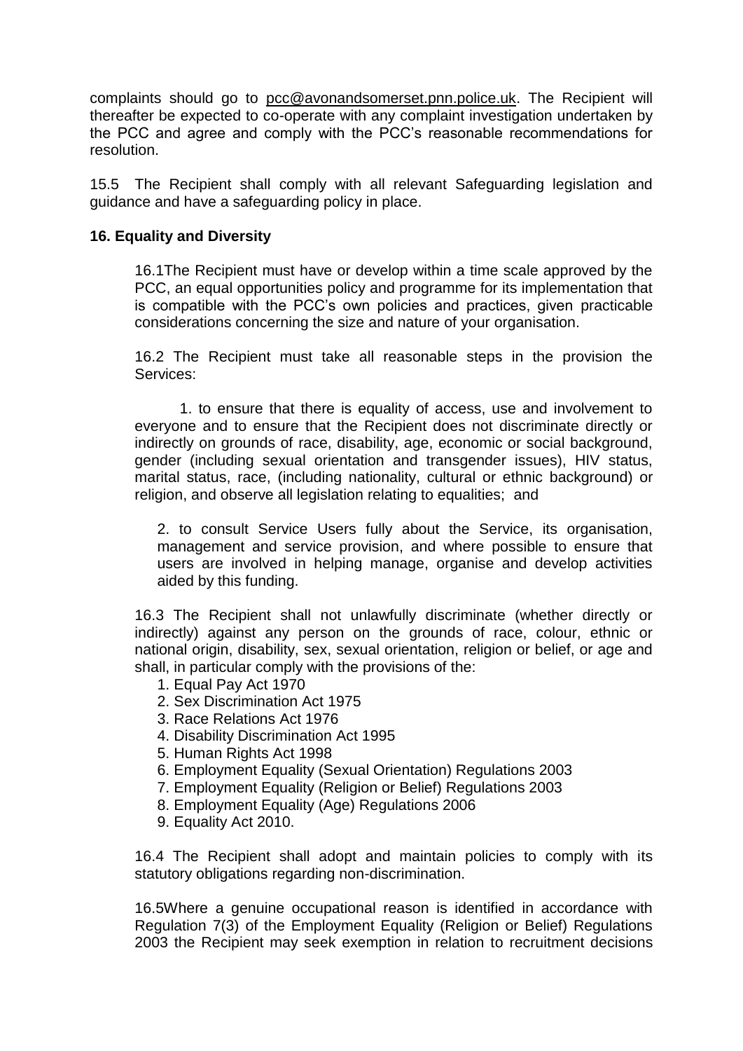complaints should go to pcc@avonandsomerset.pnn.police.uk. The Recipient will thereafter be expected to co-operate with any complaint investigation undertaken by the PCC and agree and comply with the PCC's reasonable recommendations for resolution.

15.5 The Recipient shall comply with all relevant Safeguarding legislation and guidance and have a safeguarding policy in place.

**16. Equality and Diversity**

16.1The Recipient must have or develop within a time scale approved by the PCC, an equal opportunities policy and programme for its implementation that is compatible with the PCC's own policies and practices, given practicable considerations concerning the size and nature of your organisation.

16.2 The Recipient must take all reasonable steps in the provision the Services:

1. to ensure that there is equality of access, use and involvement to everyone and to ensure that the Recipient does not discriminate directly or indirectly on grounds of race, disability, age, economic or social background, gender (including sexual orientation and transgender issues), HIV status, marital status, race, (including nationality, cultural or ethnic background) or religion, and observe all legislation relating to equalities; and

2. to consult Service Users fully about the Service, its organisation, management and service provision, and where possible to ensure that users are involved in helping manage, organise and develop activities aided by this funding.

16.3 The Recipient shall not unlawfully discriminate (whether directly or indirectly) against any person on the grounds of race, colour, ethnic or national origin, disability, sex, sexual orientation, religion or belief, or age and shall, in particular comply with the provisions of the:

1. Equal Pay Act 1970
2. Sex Discrimination Act 1975
3. Race Relations Act 1976
4. Disability Discrimination Act 1995
5. Human Rights Act 1998
6. Employment Equality (Sexual Orientation) Regulations 2003
7. Employment Equality (Religion or Belief) Regulations 2003
8. Employment Equality (Age) Regulations 2006
9. Equality Act 2010.

16.4 The Recipient shall adopt and maintain policies to comply with its statutory obligations regarding non-discrimination.

16.5Where a genuine occupational reason is identified in accordance with Regulation 7(3) of the Employment Equality (Religion or Belief) Regulations 2003 the Recipient may seek exemption in relation to recruitment decisions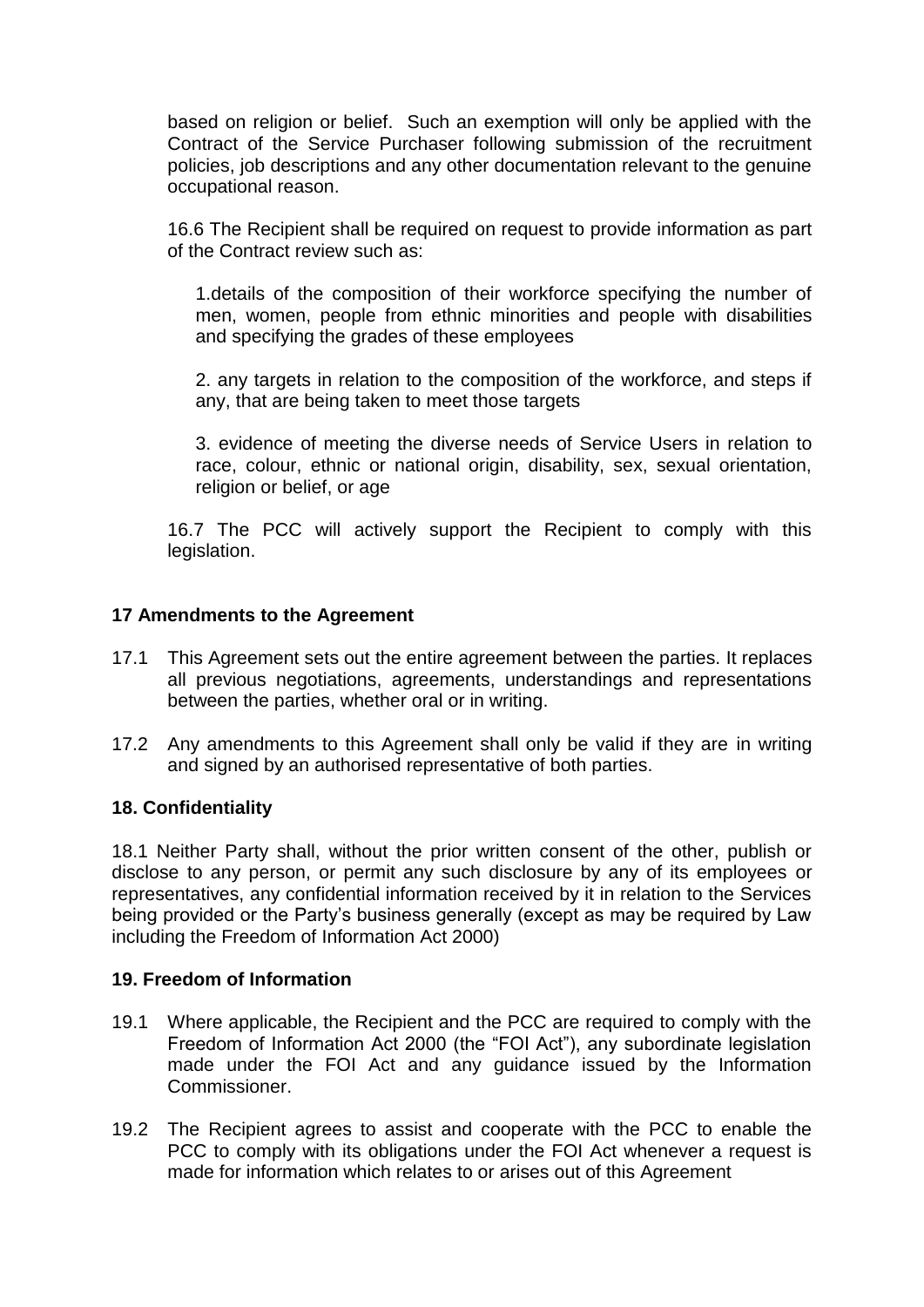based on religion or belief. Such an exemption will only be applied with the Contract of the Service Purchaser following submission of the recruitment policies, job descriptions and any other documentation relevant to the genuine occupational reason.

16.6 The Recipient shall be required on request to provide information as part of the Contract review such as:

1.details of the composition of their workforce specifying the number of men, women, people from ethnic minorities and people with disabilities and specifying the grades of these employees

2. any targets in relation to the composition of the workforce, and steps if any, that are being taken to meet those targets

3. evidence of meeting the diverse needs of Service Users in relation to race, colour, ethnic or national origin, disability, sex, sexual orientation, religion or belief, or age

16.7 The PCC will actively support the Recipient to comply with this legislation.

**17 Amendments to the Agreement**

17.1 This Agreement sets out the entire agreement between the parties. It replaces all previous negotiations, agreements, understandings and representations between the parties, whether oral or in writing.

17.2 Any amendments to this Agreement shall only be valid if they are in writing and signed by an authorised representative of both parties.

**18. Confidentiality**

18.1 Neither Party shall, without the prior written consent of the other, publish or disclose to any person, or permit any such disclosure by any of its employees or representatives, any confidential information received by it in relation to the Services being provided or the Party's business generally (except as may be required by Law including the Freedom of Information Act 2000)

**19. Freedom of Information**

19.1 Where applicable, the Recipient and the PCC are required to comply with the Freedom of Information Act 2000 (the "FOI Act"), any subordinate legislation made under the FOI Act and any guidance issued by the Information Commissioner.

19.2 The Recipient agrees to assist and cooperate with the PCC to enable the PCC to comply with its obligations under the FOI Act whenever a request is made for information which relates to or arises out of this Agreement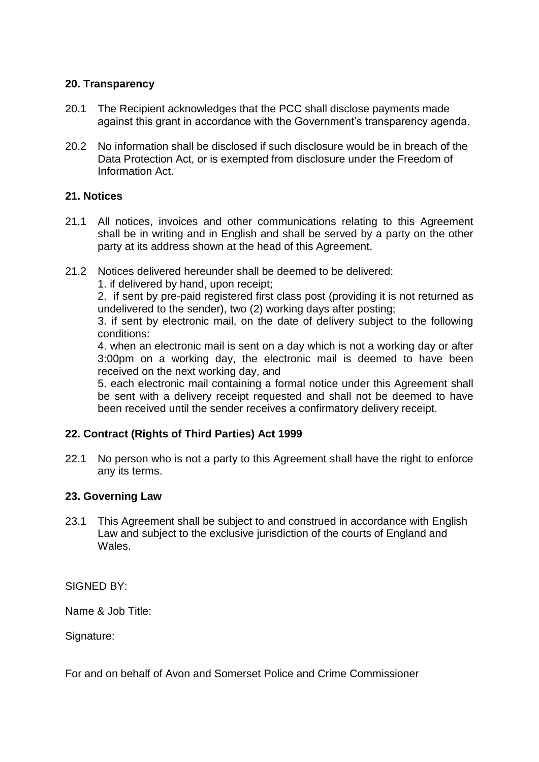### 20. Transparency

20.1 The Recipient acknowledges that the PCC shall disclose payments made against this grant in accordance with the Government's transparency agenda.

20.2 No information shall be disclosed if such disclosure would be in breach of the Data Protection Act, or is exempted from disclosure under the Freedom of Information Act.

### 21. Notices

21.1 All notices, invoices and other communications relating to this Agreement shall be in writing and in English and shall be served by a party on the other party at its address shown at the head of this Agreement.

21.2 Notices delivered hereunder shall be deemed to be delivered:

1. if delivered by hand, upon receipt;
2. if sent by pre-paid registered first class post (providing it is not returned as undelivered to the sender), two (2) working days after posting;
3. if sent by electronic mail, on the date of delivery subject to the following conditions:
4. when an electronic mail is sent on a day which is not a working day or after 3:00pm on a working day, the electronic mail is deemed to have been received on the next working day, and
5. each electronic mail containing a formal notice under this Agreement shall be sent with a delivery receipt requested and shall not be deemed to have been received until the sender receives a confirmatory delivery receipt.

### 22. Contract (Rights of Third Parties) Act 1999

22.1 No person who is not a party to this Agreement shall have the right to enforce any its terms.

### 23. Governing Law

23.1 This Agreement shall be subject to and construed in accordance with English Law and subject to the exclusive jurisdiction of the courts of England and Wales.

SIGNED BY:

Name & Job Title:

Signature:

For and on behalf of Avon and Somerset Police and Crime Commissioner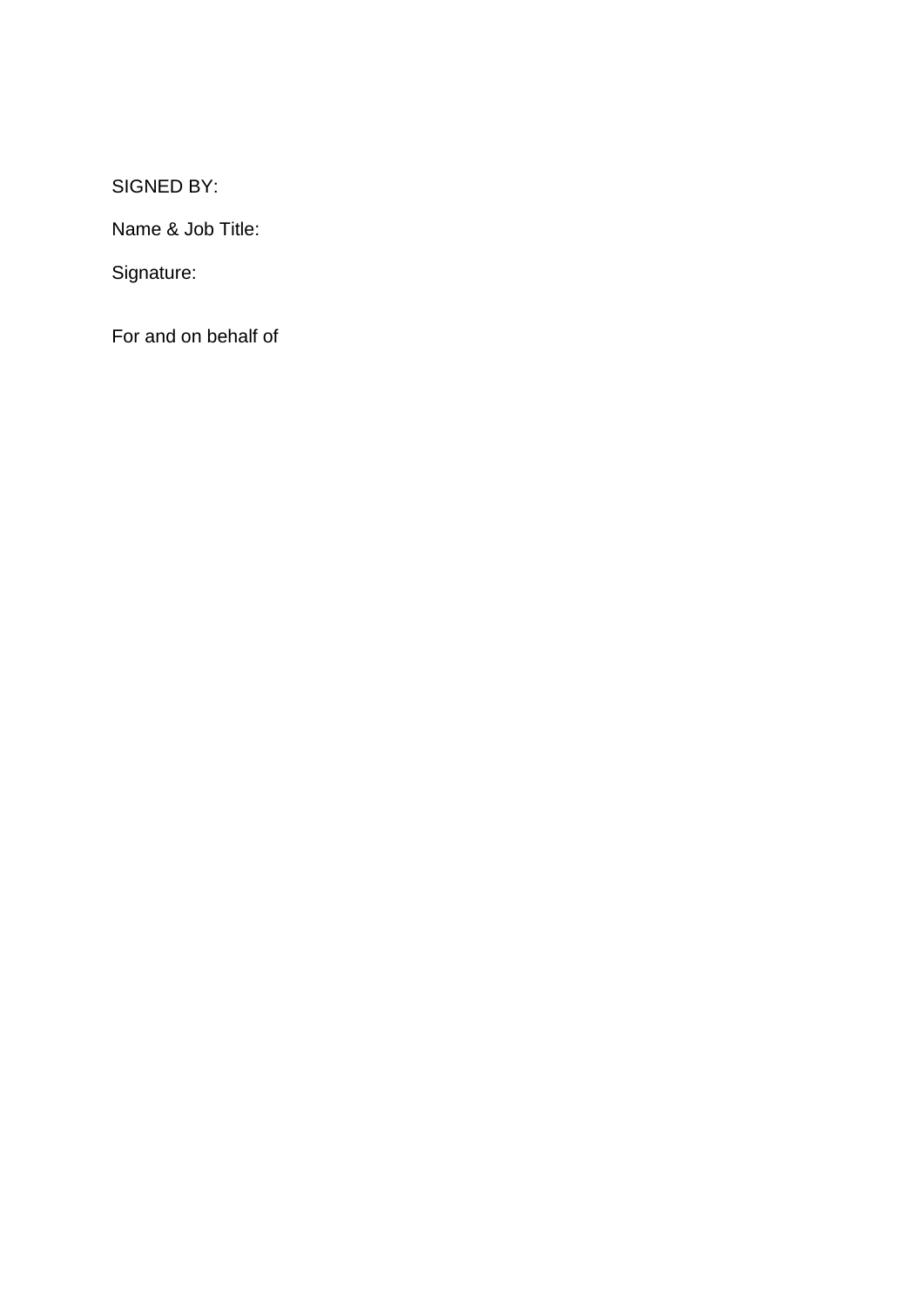SIGNED BY:

Name & Job Title:

Signature:

For and on behalf of